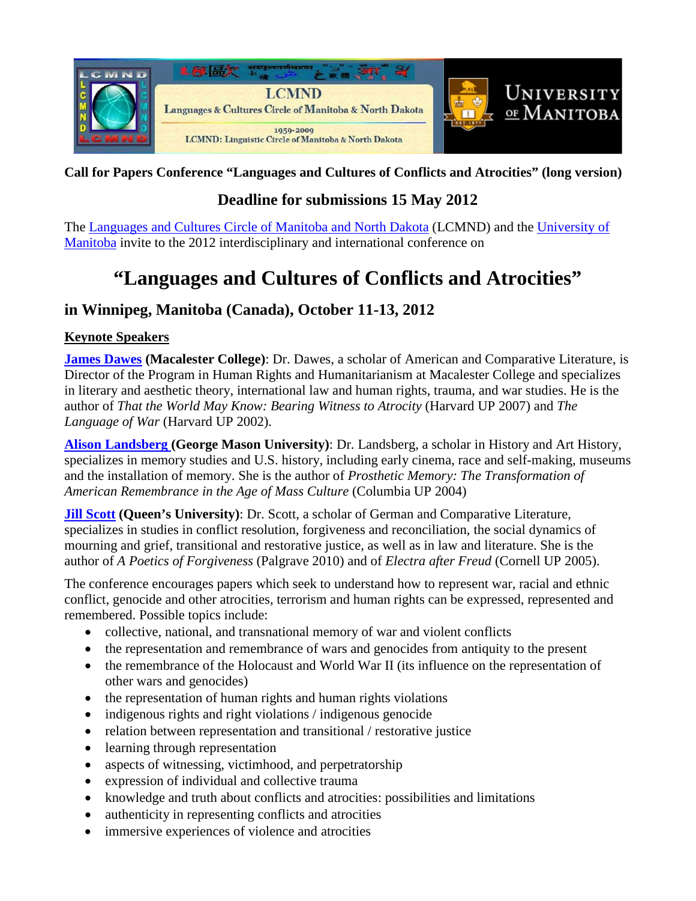**Call for Papers Conference "Languages and Cultures of Conflicts and Atrocities" (long version)**

## Deadline for submissions 15 May 2012

The [Languages and Cultures Circle of Manitoba and North Dakota](#) (LCMND) and the [University of Manitoba](#) invite to the 2012 interdisciplinary and international conference on

# "Languages and Cultures of Conflicts and Atrocities"

## in Winnipeg, Manitoba (Canada), October 11-13, 2012

### Keynote Speakers

**[James Dawes](#) (Macalester College)**: Dr. Dawes, a scholar of American and Comparative Literature, is Director of the Program in Human Rights and Humanitarianism at Macalester College and specializes in literary and aesthetic theory, international law and human rights, trauma, and war studies. He is the author of *That the World May Know: Bearing Witness to Atrocity* (Harvard UP 2007) and *The Language of War* (Harvard UP 2002).

**[Alison Landsberg](#) (George Mason University)**: Dr. Landsberg, a scholar in History and Art History, specializes in memory studies and U.S. history, including early cinema, race and self-making, museums and the installation of memory. She is the author of *Prosthetic Memory: The Transformation of American Remembrance in the Age of Mass Culture* (Columbia UP 2004)

**[Jill Scott](#) (Queen's University)**: Dr. Scott, a scholar of German and Comparative Literature, specializes in studies in conflict resolution, forgiveness and reconciliation, the social dynamics of mourning and grief, transitional and restorative justice, as well as in law and literature. She is the author of *A Poetics of Forgiveness* (Palgrave 2010) and of *Electra after Freud* (Cornell UP 2005).

The conference encourages papers which seek to understand how to represent war, racial and ethnic conflict, genocide and other atrocities, terrorism and human rights can be expressed, represented and remembered. Possible topics include:

- collective, national, and transnational memory of war and violent conflicts
- the representation and remembrance of wars and genocides from antiquity to the present
- the remembrance of the Holocaust and World War II (its influence on the representation of other wars and genocides)
- the representation of human rights and human rights violations
- indigenous rights and right violations / indigenous genocide
- relation between representation and transitional / restorative justice
- learning through representation
- aspects of witnessing, victimhood, and perpetratorship
- expression of individual and collective trauma
- knowledge and truth about conflicts and atrocities: possibilities and limitations
- authenticity in representing conflicts and atrocities
- immersive experiences of violence and atrocities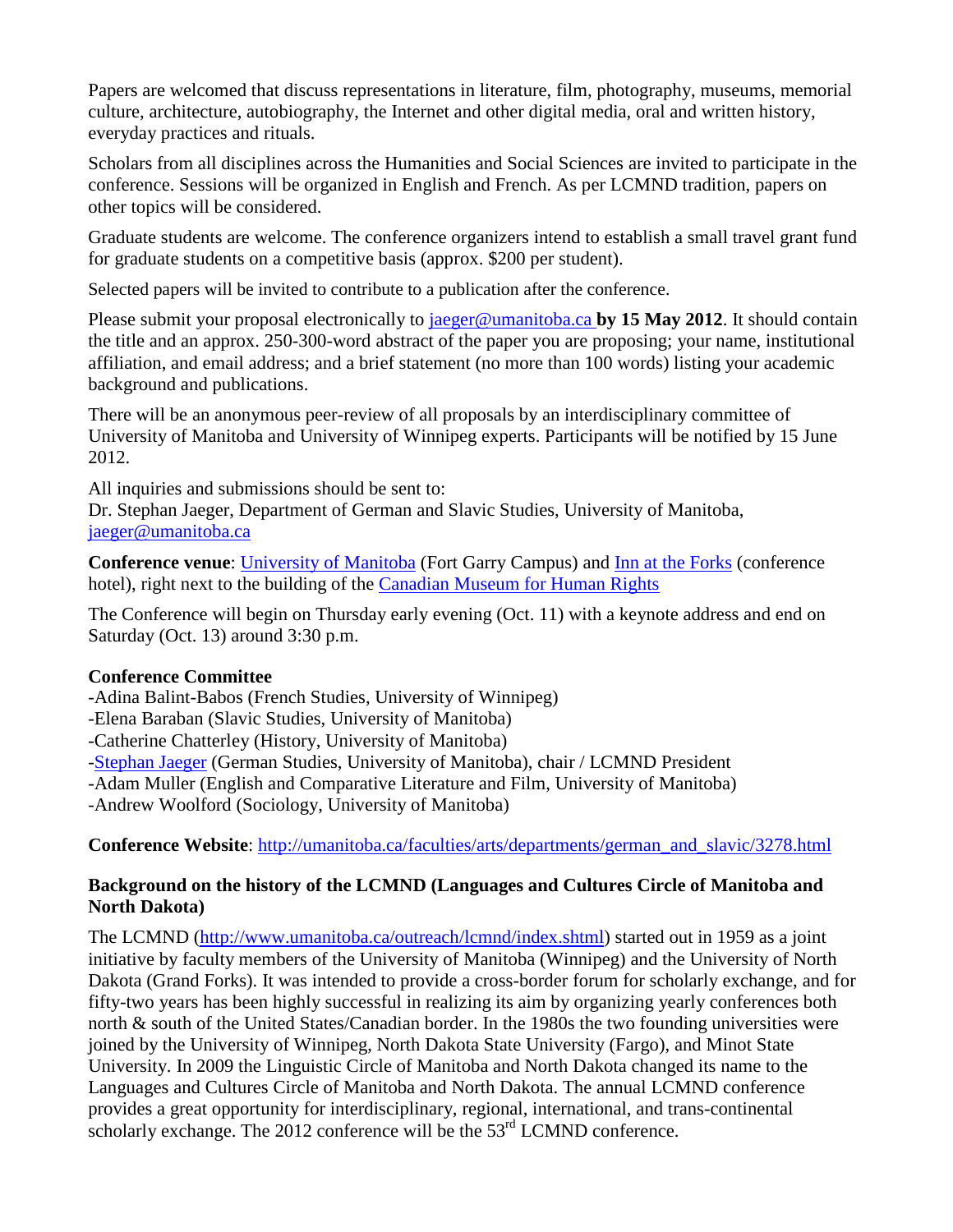Papers are welcomed that discuss representations in literature, film, photography, museums, memorial culture, architecture, autobiography, the Internet and other digital media, oral and written history, everyday practices and rituals.

Scholars from all disciplines across the Humanities and Social Sciences are invited to participate in the conference. Sessions will be organized in English and French. As per LCMND tradition, papers on other topics will be considered.

Graduate students are welcome. The conference organizers intend to establish a small travel grant fund for graduate students on a competitive basis (approx. $200 per student).

Selected papers will be invited to contribute to a publication after the conference.

Please submit your proposal electronically to [jaeger@umanitoba.ca](mailto:jaeger@umanitoba.ca) **by 15 May 2012**. It should contain the title and an approx. 250-300-word abstract of the paper you are proposing; your name, institutional affiliation, and email address; and a brief statement (no more than 100 words) listing your academic background and publications.

There will be an anonymous peer-review of all proposals by an interdisciplinary committee of University of Manitoba and University of Winnipeg experts. Participants will be notified by 15 June 2012.

All inquiries and submissions should be sent to:
Dr. Stephan Jaeger, Department of German and Slavic Studies, University of Manitoba, [jaeger@umanitoba.ca](mailto:jaeger@umanitoba.ca)

**Conference venue**: University of Manitoba (Fort Garry Campus) and Inn at the Forks (conference hotel), right next to the building of the Canadian Museum for Human Rights

The Conference will begin on Thursday early evening (Oct. 11) with a keynote address and end on Saturday (Oct. 13) around 3:30 p.m.

**Conference Committee**

- -Adina Balint-Babos (French Studies, University of Winnipeg)
- -Elena Baraban (Slavic Studies, University of Manitoba)
- -Catherine Chatterley (History, University of Manitoba)
- -Stephan Jaeger (German Studies, University of Manitoba), chair / LCMND President
- -Adam Muller (English and Comparative Literature and Film, University of Manitoba)
- -Andrew Woolford (Sociology, University of Manitoba)

**Conference Website**: http://umanitoba.ca/faculties/arts/departments/german_and_slavic/3278.html

**Background on the history of the LCMND (Languages and Cultures Circle of Manitoba and North Dakota)**

The LCMND (http://www.umanitoba.ca/outreach/lcmnd/index.shtml) started out in 1959 as a joint initiative by faculty members of the University of Manitoba (Winnipeg) and the University of North Dakota (Grand Forks). It was intended to provide a cross-border forum for scholarly exchange, and for fifty-two years has been highly successful in realizing its aim by organizing yearly conferences both north & south of the United States/Canadian border. In the 1980s the two founding universities were joined by the University of Winnipeg, North Dakota State University (Fargo), and Minot State University. In 2009 the Linguistic Circle of Manitoba and North Dakota changed its name to the Languages and Cultures Circle of Manitoba and North Dakota. The annual LCMND conference provides a great opportunity for interdisciplinary, regional, international, and trans-continental scholarly exchange. The 2012 conference will be the 53rd LCMND conference.